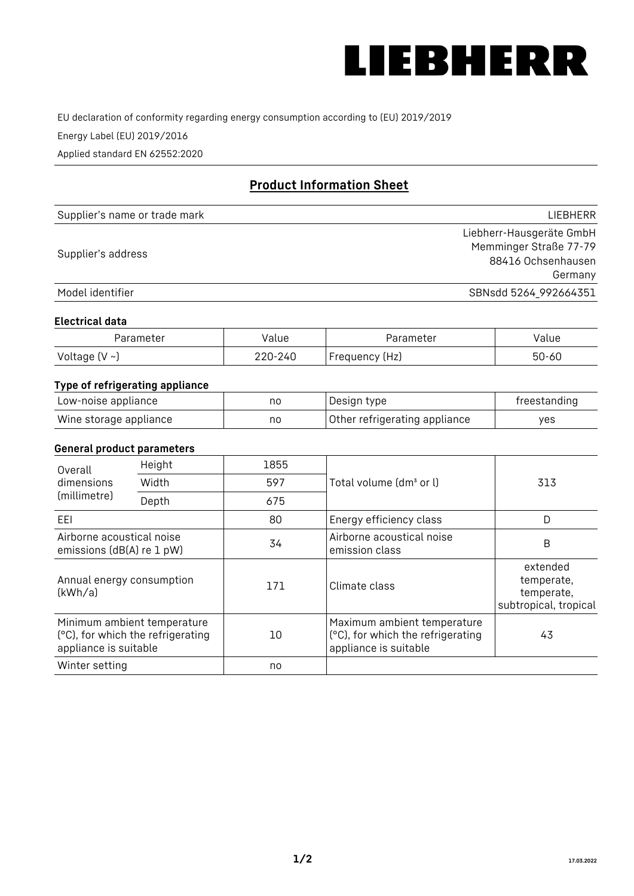LIEBHERR

EU declaration of conformity regarding energy consumption according to (EU) 2019/2019

Energy Label (EU) 2019/2016

Applied standard EN 62552:2020

## Product Information Sheet

| | |
|---|---|
| Supplier's name or trade mark | LIEBHERR |
| Supplier's address | Liebherr-Hausgeräte GmbH<br>Memminger Straße 77-79<br>88416 Ochsenhausen<br>Germany |
| Model identifier | SBNsdd 5264_992664351 |

### Electrical data

| Parameter | Value | Parameter | Value |
|---|---|---|---|
| Voltage (V ~) | 220-240 | Frequency (Hz) | 50-60 |

### Type of refrigerating appliance

| | | | |
|---|---|---|---|
| Low-noise appliance | no | Design type | freestanding |
| Wine storage appliance | no | Other refrigerating appliance | yes |

### General product parameters

| | | | | |
|---|---|---|---|---|
| Overall dimensions (millimetre) | Height | 1855 | Total volume (dm³ or l) | 313 |
| | Width | 597 | | |
| | Depth | 675 | | |
| EEI | | 80 | Energy efficiency class | D |
| Airborne acoustical noise emissions (dB(A) re 1 pW) | | 34 | Airborne acoustical noise emission class | B |
| Annual energy consumption (kWh/a) | | 171 | Climate class | extended temperate, temperate, subtropical, tropical |
| Minimum ambient temperature (°C), for which the refrigerating appliance is suitable | | 10 | Maximum ambient temperature (°C), for which the refrigerating appliance is suitable | 43 |
| Winter setting | | no | | |

17.03.2022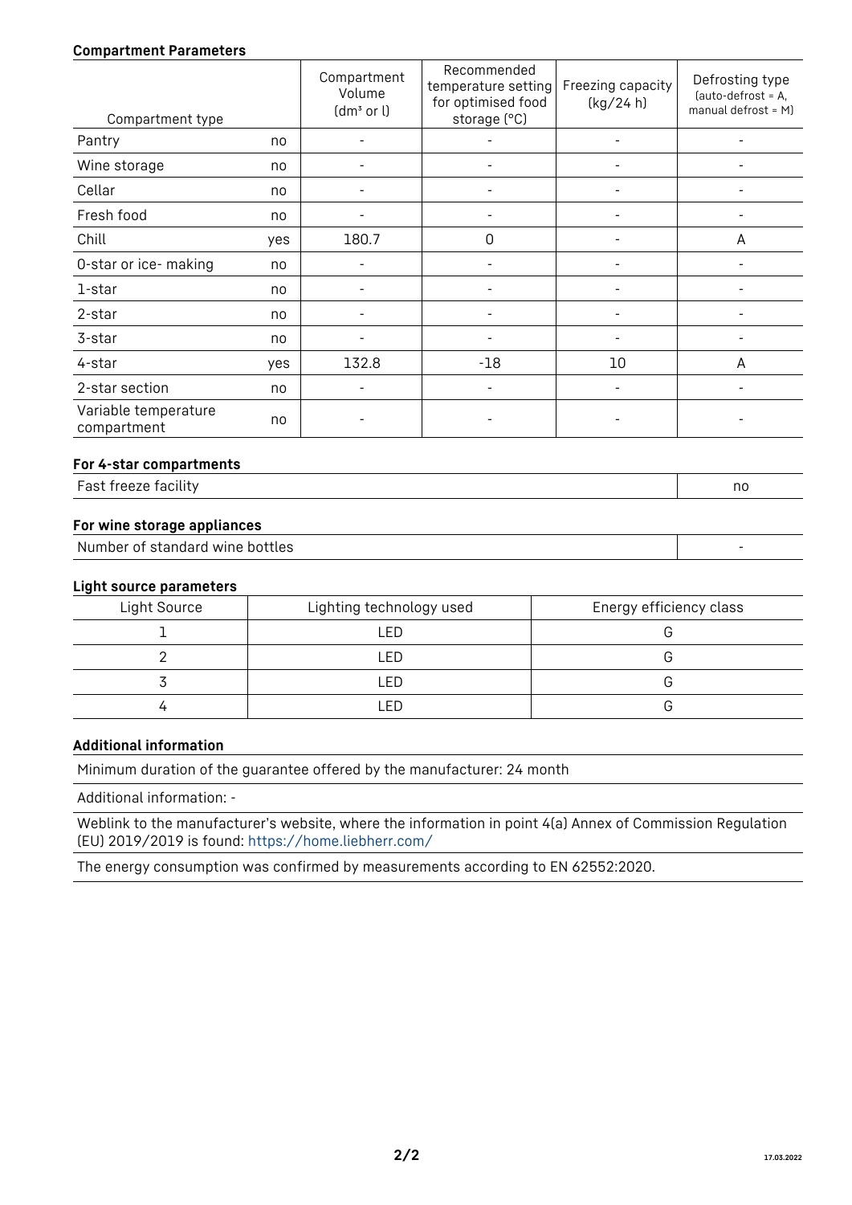### Compartment Parameters

| Compartment type | | Compartment Volume (dm³ or l) | Recommended temperature setting for optimised food storage (°C) | Freezing capacity (kg/24 h) | Defrosting type (auto-defrost = A, manual defrost = M) |
|---|---|---|---|---|---|
| Pantry | no | - | - | - | - |
| Wine storage | no | - | - | - | - |
| Cellar | no | - | - | - | - |
| Fresh food | no | - | - | - | - |
| Chill | yes | 180.7 | 0 | - | A |
| 0-star or ice- making | no | - | - | - | - |
| 1-star | no | - | - | - | - |
| 2-star | no | - | - | - | - |
| 3-star | no | - | - | - | - |
| 4-star | yes | 132.8 | -18 | 10 | A |
| 2-star section | no | - | - | - | - |
| Variable temperature compartment | no | - | - | - | - |

### For 4-star compartments

| | |
|---|---|
| Fast freeze facility | no |

### For wine storage appliances

| | |
|---|---|
| Number of standard wine bottles | - |

### Light source parameters

| Light Source | Lighting technology used | Energy efficiency class |
|---|---|---|
| 1 | LED | G |
| 2 | LED | G |
| 3 | LED | G |
| 4 | LED | G |

### Additional information

Minimum duration of the guarantee offered by the manufacturer: 24 month

Additional information: -

Weblink to the manufacturer's website, where the information in point 4(a) Annex of Commission Regulation (EU) 2019/2019 is found: https://home.liebherr.com/

The energy consumption was confirmed by measurements according to EN 62552:2020.

17.03.2022